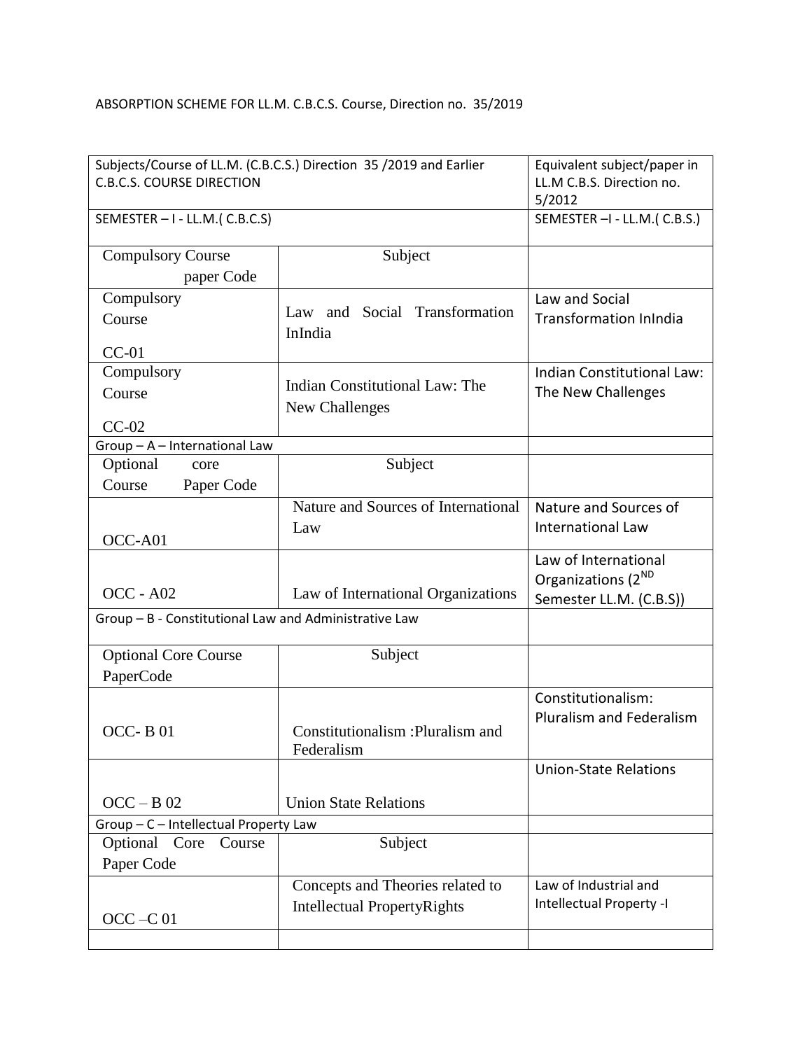ABSORPTION SCHEME FOR LL.M. C.B.C.S. Course, Direction no. 35/2019

| Subjects/Course of LL.M. (C.B.C.S.) Direction 35 /2019 and Earlier C.B.C.S. COURSE DIRECTION | | Equivalent subject/paper in LL.M C.B.S. Direction no. 5/2012 |
|---|---|---|
| SEMESTER – I - LL.M.( C.B.C.S) | | SEMESTER –I - LL.M.( C.B.S.) |
| Compulsory Course paper Code | Subject | |
| Compulsory Course CC-01 | Law and Social Transformation InIndia | Law and Social Transformation InIndia |
| Compulsory Course CC-02 | Indian Constitutional Law: The New Challenges | Indian Constitutional Law: The New Challenges |
| Group – A – International Law | | |
| Optional core Course Paper Code | Subject | |
| OCC-A01 | Nature and Sources of International Law | Nature and Sources of International Law |
| OCC - A02 | Law of International Organizations | Law of International Organizations (2ND Semester LL.M. (C.B.S)) |
| Group – B - Constitutional Law and Administrative Law | | |
| Optional Core Course PaperCode | Subject | |
| OCC- B 01 | Constitutionalism :Pluralism and Federalism | Constitutionalism: Pluralism and Federalism |
| OCC – B 02 | Union State Relations | Union-State Relations |
| Group – C – Intellectual Property Law | | |
| Optional Core Course Paper Code | Subject | |
| OCC –C 01 | Concepts and Theories related to Intellectual PropertyRights | Law of Industrial and Intellectual Property -I |
| | | |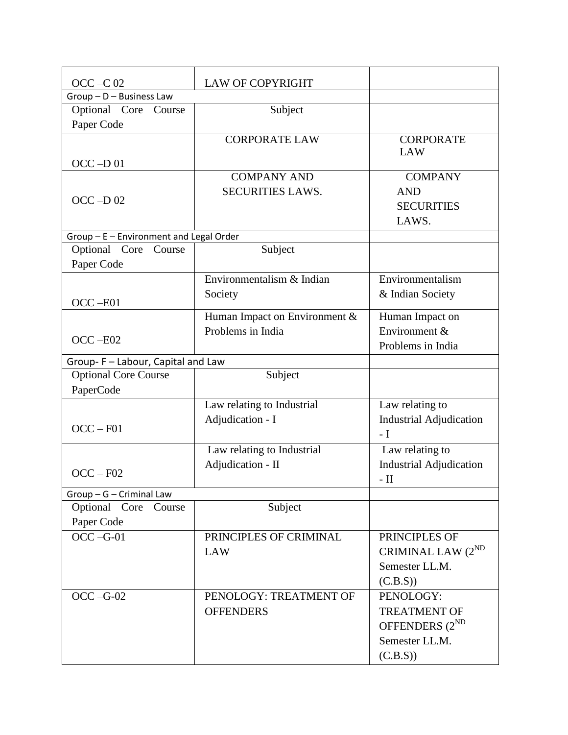| OCC –C 02 | LAW OF COPYRIGHT | |
|---|---|---|
| Group – D – Business Law | | |
| Optional Core Course Paper Code | Subject | |
| OCC –D 01 | CORPORATE LAW | CORPORATE LAW |
| OCC –D 02 | COMPANY AND SECURITIES LAWS. | COMPANY AND SECURITIES LAWS. |
| Group – E – Environment and Legal Order | | |
| Optional Core Course Paper Code | Subject | |
| OCC –E01 | Environmentalism & Indian Society | Environmentalism & Indian Society |
| OCC –E02 | Human Impact on Environment & Problems in India | Human Impact on Environment & Problems in India |
| Group- F – Labour, Capital and Law | | |
| Optional Core Course PaperCode | Subject | |
| OCC – F01 | Law relating to Industrial Adjudication - I | Law relating to Industrial Adjudication - I |
| OCC – F02 | Law relating to Industrial Adjudication - II | Law relating to Industrial Adjudication - II |
| Group – G – Criminal Law | | |
| Optional Core Course Paper Code | Subject | |
| OCC –G-01 | PRINCIPLES OF CRIMINAL LAW | PRINCIPLES OF CRIMINAL LAW (2ND Semester LL.M. (C.B.S)) |
| OCC –G-02 | PENOLOGY: TREATMENT OF OFFENDERS | PENOLOGY: TREATMENT OF OFFENDERS (2ND Semester LL.M. (C.B.S)) |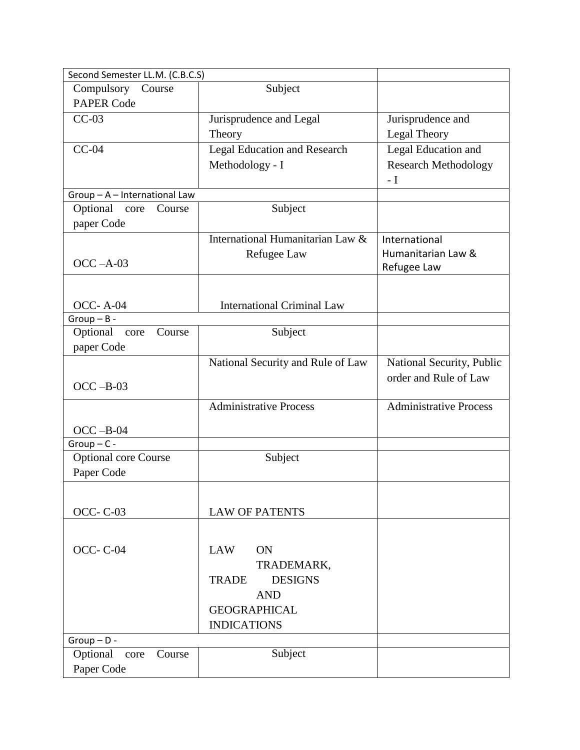| Second Semester LL.M. (C.B.C.S) | | |
|---|---|---|
| Compulsory Course PAPER Code | Subject | |
| CC-03 | Jurisprudence and Legal Theory | Jurisprudence and Legal Theory |
| CC-04 | Legal Education and Research Methodology - I | Legal Education and Research Methodology - I |
| Group – A – International Law | | |
| Optional core Course paper Code | Subject | |
| OCC –A-03 | International Humanitarian Law & Refugee Law | International Humanitarian Law & Refugee Law |
| OCC- A-04 | International Criminal Law | |
| Group – B - | | |
| Optional core Course paper Code | Subject | |
| OCC –B-03 | National Security and Rule of Law | National Security, Public order and Rule of Law |
| OCC –B-04 | Administrative Process | Administrative Process |
| Group – C - | | |
| Optional core Course Paper Code | Subject | |
| OCC- C-03 | LAW OF PATENTS | |
| OCC- C-04 | LAW ON TRADEMARK, TRADE DESIGNS AND GEOGRAPHICAL INDICATIONS | |
| Group – D - | | |
| Optional core Course Paper Code | Subject | |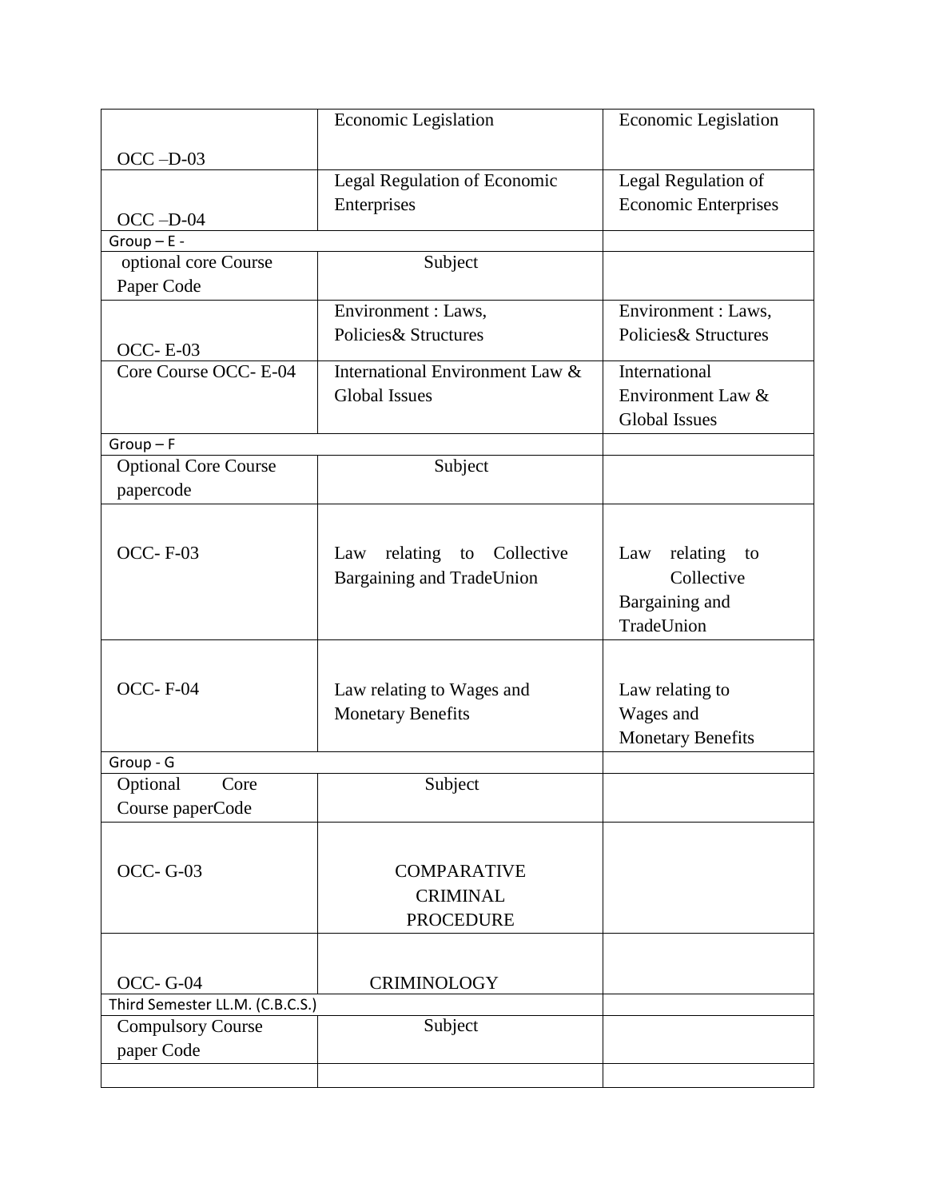| | | |
|---|---|---|
| OCC –D-03 | Economic Legislation | Economic Legislation |
| OCC –D-04 | Legal Regulation of Economic Enterprises | Legal Regulation of Economic Enterprises |
| Group – E - | | |
| optional core Course Paper Code | Subject | |
| OCC- E-03 | Environment : Laws, Policies& Structures | Environment : Laws, Policies& Structures |
| Core Course OCC- E-04 | International Environment Law & Global Issues | International Environment Law & Global Issues |
| Group – F | | |
| Optional Core Course papercode | Subject | |
| OCC- F-03 | Law relating to Collective Bargaining and TradeUnion | Law relating to Collective Bargaining and TradeUnion |
| OCC- F-04 | Law relating to Wages and Monetary Benefits | Law relating to Wages and Monetary Benefits |
| Group - G | | |
| Optional Core Course paperCode | Subject | |
| OCC- G-03 | COMPARATIVE CRIMINAL PROCEDURE | |
| OCC- G-04 | CRIMINOLOGY | |
| Third Semester LL.M. (C.B.C.S.) | | |
| Compulsory Course paper Code | Subject | |
| | | |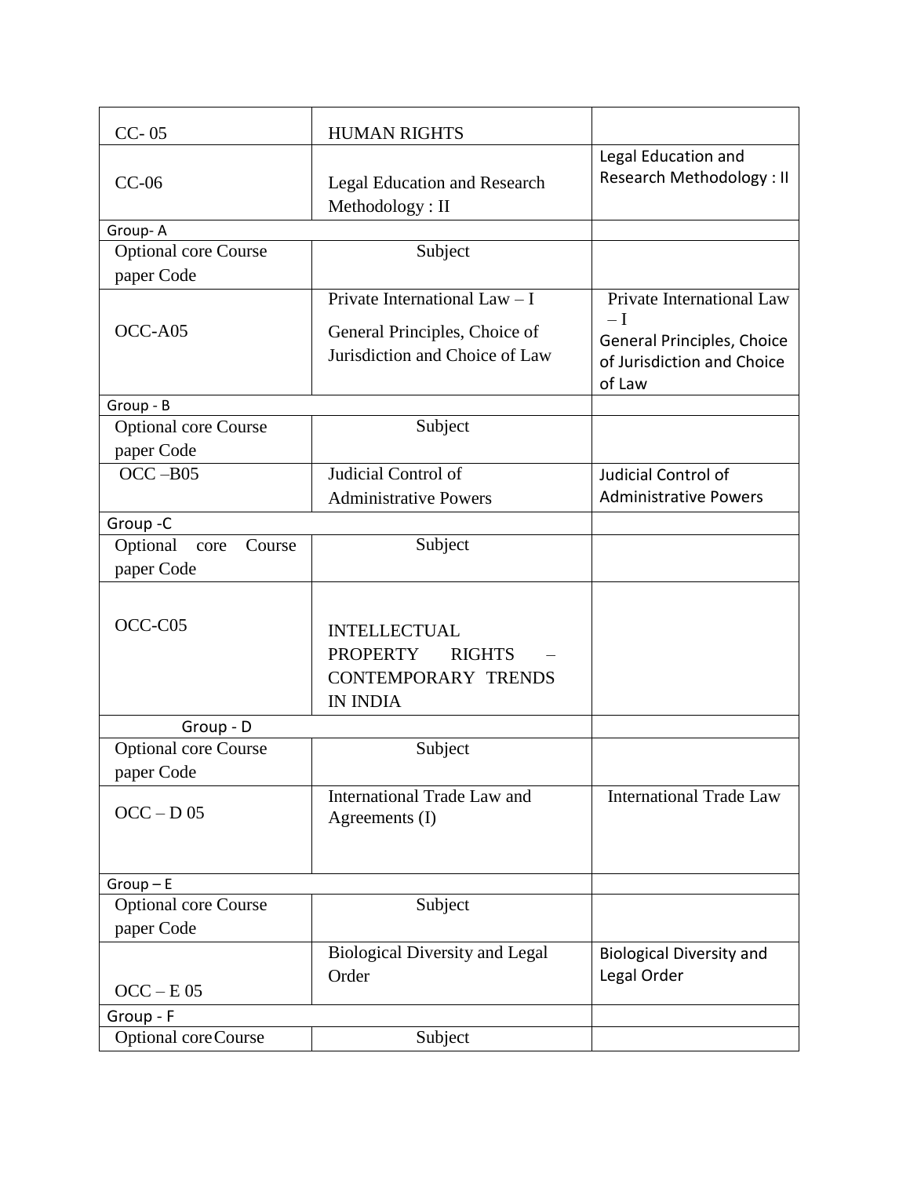| | | |
|---|---|---|
| CC- 05 | HUMAN RIGHTS | |
| CC-06 | Legal Education and Research Methodology : II | Legal Education and Research Methodology : II |
| Group- A | | |
| Optional core Course paper Code | Subject | |
| OCC-A05 | Private International Law – I General Principles, Choice of Jurisdiction and Choice of Law | Private International Law – I General Principles, Choice of Jurisdiction and Choice of Law |
| Group - B | | |
| Optional core Course paper Code | Subject | |
| OCC –B05 | Judicial Control of Administrative Powers | Judicial Control of Administrative Powers |
| Group -C | | |
| Optional core Course paper Code | Subject | |
| OCC-C05 | INTELLECTUAL PROPERTY RIGHTS – CONTEMPORARY TRENDS IN INDIA | |
| Group - D | | |
| Optional core Course paper Code | Subject | |
| OCC – D 05 | International Trade Law and Agreements (I) | International Trade Law |
| Group – E | | |
| Optional core Course paper Code | Subject | |
| OCC – E 05 | Biological Diversity and Legal Order | Biological Diversity and Legal Order |
| Group - F | | |
| Optional core Course | Subject | |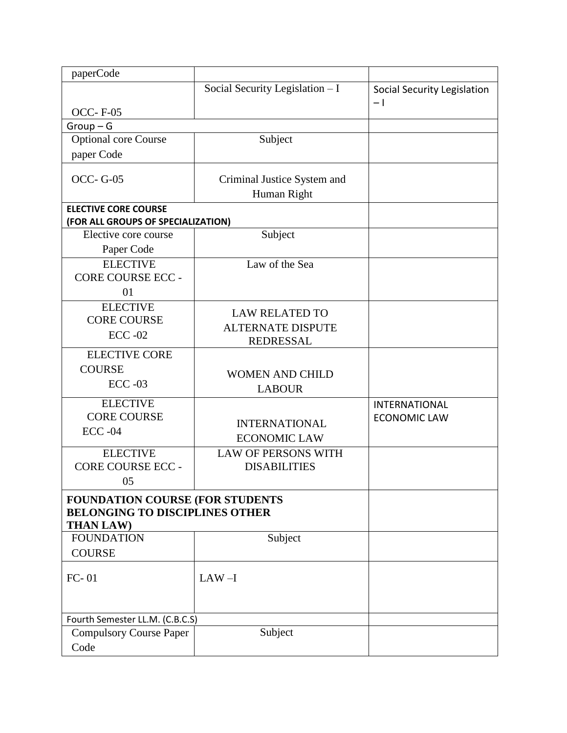| paperCode | | |
|---|---|---|
| OCC- F-05 | Social Security Legislation – I | Social Security Legislation – I |
| Group – G | | |
| Optional core Course paper Code | Subject | |
| OCC- G-05 | Criminal Justice System and Human Right | |
| **ELECTIVE CORE COURSE (FOR ALL GROUPS OF SPECIALIZATION)** | | |
| Elective core course Paper Code | Subject | |
| ELECTIVE CORE COURSE ECC - 01 | Law of the Sea | |
| ELECTIVE CORE COURSE ECC -02 | LAW RELATED TO ALTERNATE DISPUTE REDRESSAL | |
| ELECTIVE CORE COURSE ECC -03 | WOMEN AND CHILD LABOUR | |
| ELECTIVE CORE COURSE ECC -04 | INTERNATIONAL ECONOMIC LAW | INTERNATIONAL ECONOMIC LAW |
| ELECTIVE CORE COURSE ECC - 05 | LAW OF PERSONS WITH DISABILITIES | |
| **FOUNDATION COURSE (FOR STUDENTS BELONGING TO DISCIPLINES OTHER THAN LAW)** | | |
| FOUNDATION COURSE | Subject | |
| FC- 01 | LAW –I | |
| Fourth Semester LL.M. (C.B.C.S) | | |
| Compulsory Course Paper Code | Subject | |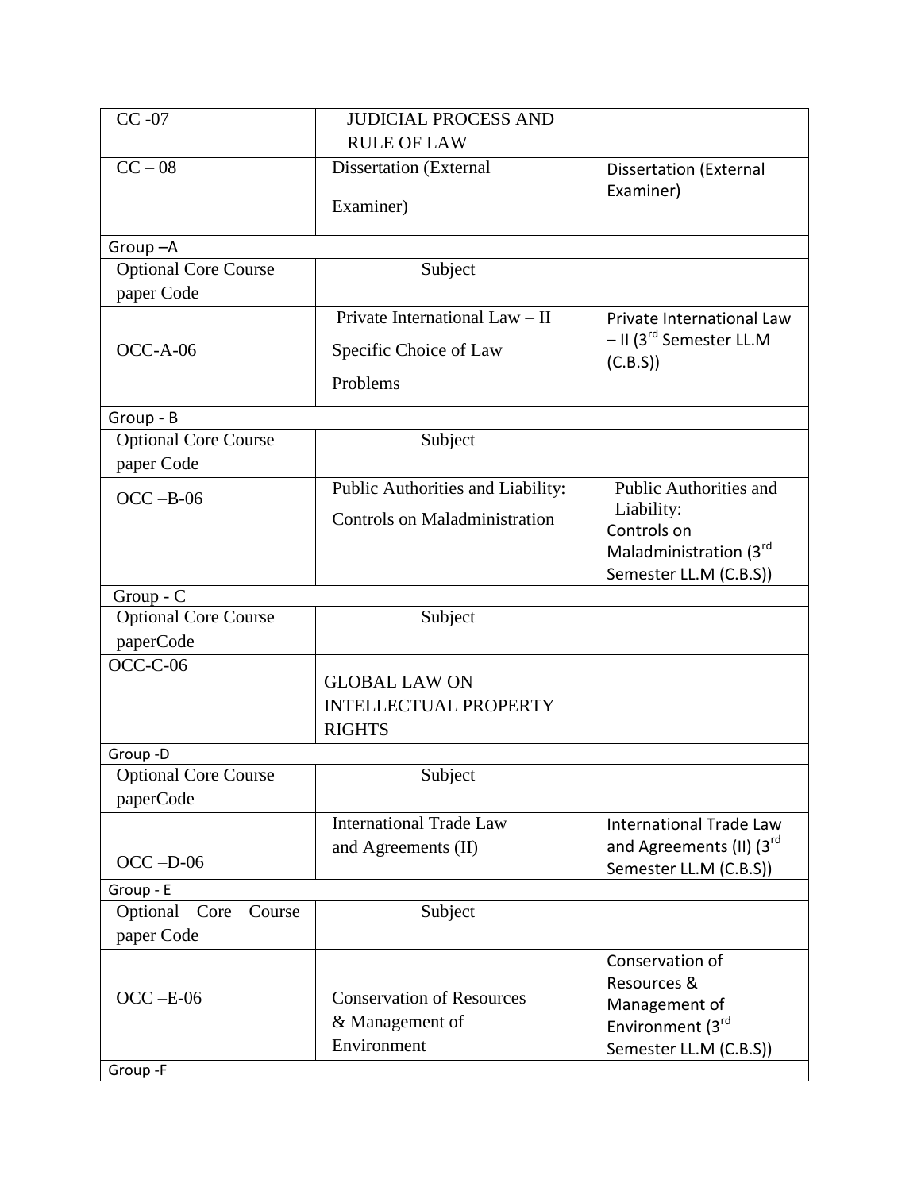| CC -07 | JUDICIAL PROCESS AND RULE OF LAW | |
|---|---|---|
| CC – 08 | Dissertation (External Examiner) | Dissertation (External Examiner) |
| Group –A | | |
| Optional Core Course paper Code | Subject | |
| OCC-A-06 | Private International Law – II Specific Choice of Law Problems | Private International Law – II (3rd Semester LL.M (C.B.S)) |
| Group - B | | |
| Optional Core Course paper Code | Subject | |
| OCC –B-06 | Public Authorities and Liability: Controls on Maladministration | Public Authorities and Liability: Controls on Maladministration (3rd Semester LL.M (C.B.S)) |
| Group - C | | |
| Optional Core Course paperCode | Subject | |
| OCC-C-06 | GLOBAL LAW ON INTELLECTUAL PROPERTY RIGHTS | |
| Group -D | | |
| Optional Core Course paperCode | Subject | |
| OCC –D-06 | International Trade Law and Agreements (II) | International Trade Law and Agreements (II) (3rd Semester LL.M (C.B.S)) |
| Group - E | | |
| Optional Core Course paper Code | Subject | |
| OCC –E-06 | Conservation of Resources & Management of Environment | Conservation of Resources & Management of Environment (3rd Semester LL.M (C.B.S)) |
| Group -F | | |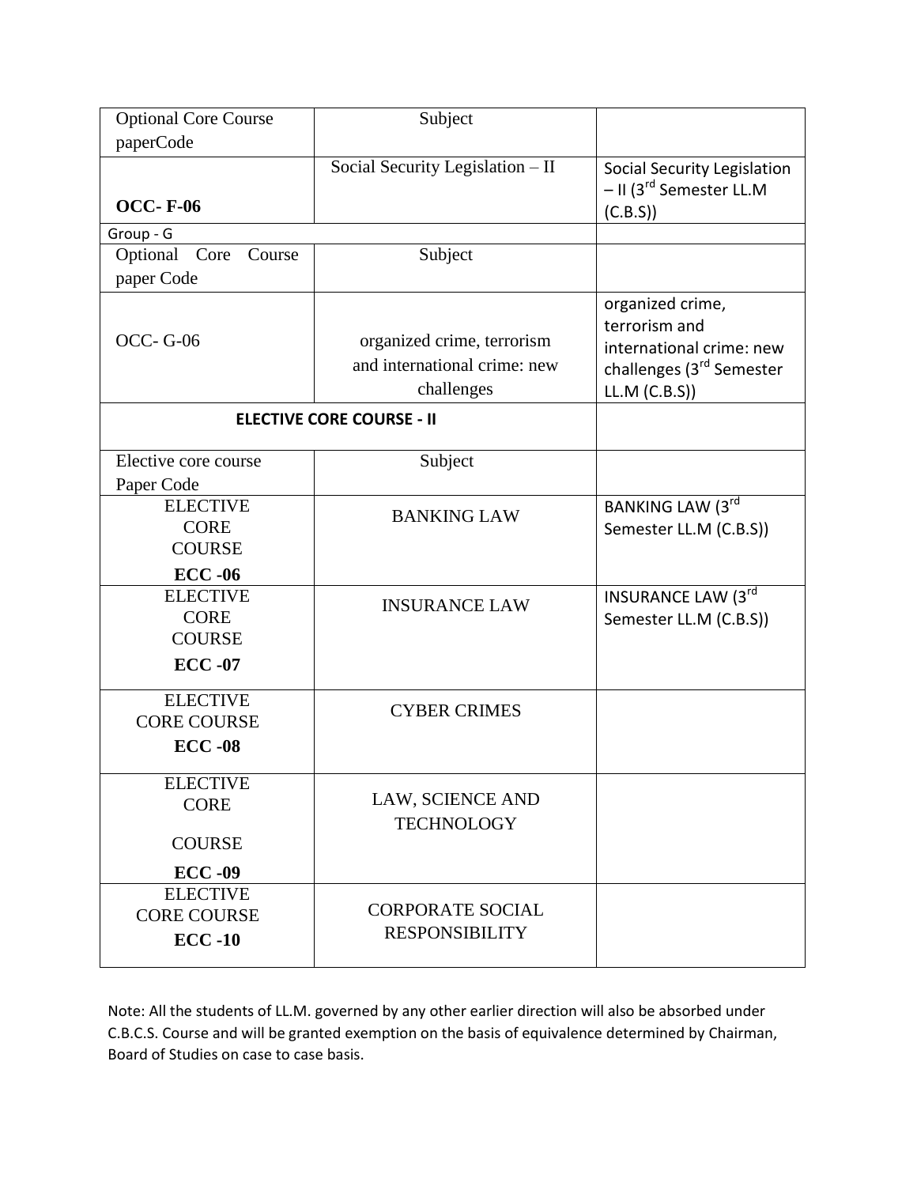| Optional Core Course paperCode | Subject | |
|---|---|---|
| **OCC- F-06** | Social Security Legislation – II | Social Security Legislation – II (3rd Semester LL.M (C.B.S)) |
| Group - G | | |
| Optional Core Course paper Code | Subject | |
| OCC- G-06 | organized crime, terrorism and international crime: new challenges | organized crime, terrorism and international crime: new challenges (3rd Semester LL.M (C.B.S)) |
| **ELECTIVE CORE COURSE - II** | | |
| Elective core course Paper Code | Subject | |
| ELECTIVE CORE COURSE **ECC -06** | BANKING LAW | BANKING LAW (3rd Semester LL.M (C.B.S)) |
| ELECTIVE CORE COURSE **ECC -07** | INSURANCE LAW | INSURANCE LAW (3rd Semester LL.M (C.B.S)) |
| ELECTIVE CORE COURSE **ECC -08** | CYBER CRIMES | |
| ELECTIVE CORE COURSE **ECC -09** | LAW, SCIENCE AND TECHNOLOGY | |
| ELECTIVE CORE COURSE **ECC -10** | CORPORATE SOCIAL RESPONSIBILITY | |

Note: All the students of LL.M. governed by any other earlier direction will also be absorbed under C.B.C.S. Course and will be granted exemption on the basis of equivalence determined by Chairman, Board of Studies on case to case basis.